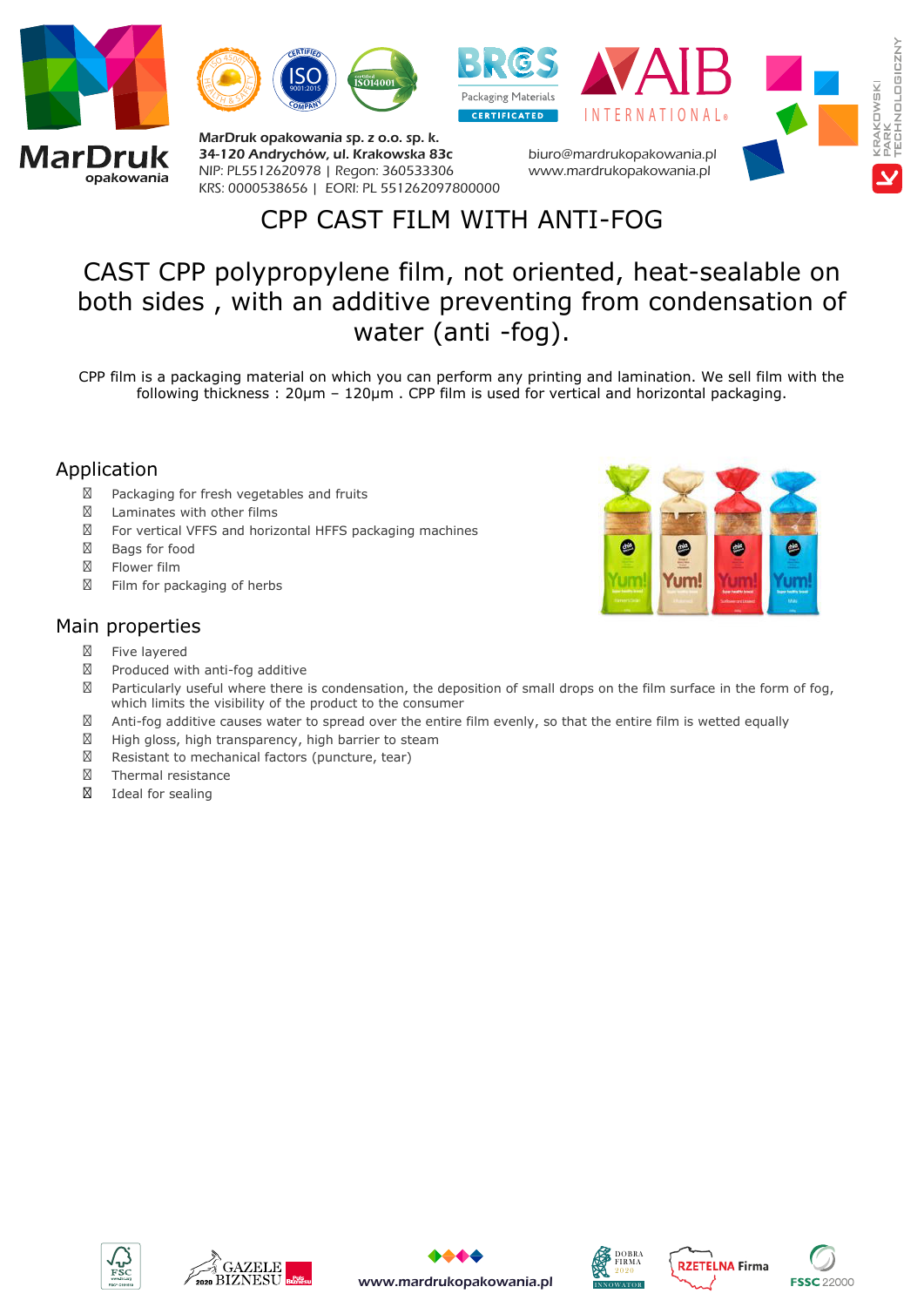MarDruk opakowania sp. z o.o. sp. k.
34-120 Andrychów, ul. Krakowska 83c
NIP: PL5512620978 | Regon: 360533306
KRS: 0000538656 | EORI: PL 551262097800000

biuro@mardrukopakowania.pl
www.mardrukopakowania.pl

# CPP CAST FILM WITH ANTI-FOG

## CAST CPP polypropylene film, not oriented, heat-sealable on both sides , with an additive preventing from condensation of water (anti -fog).

CPP film is a packaging material on which you can perform any printing and lamination. We sell film with the following thickness : 20µm – 120µm . CPP film is used for vertical and horizontal packaging.

### Application

- Packaging for fresh vegetables and fruits
- Laminates with other films
- For vertical VFFS and horizontal HFFS packaging machines
- Bags for food
- Flower film
- Film for packaging of herbs

### Main properties

- Five layered
- Produced with anti-fog additive
- Particularly useful where there is condensation, the deposition of small drops on the film surface in the form of fog, which limits the visibility of the product to the consumer
- Anti-fog additive causes water to spread over the entire film evenly, so that the entire film is wetted equally
- High gloss, high transparency, high barrier to steam
- Resistant to mechanical factors (puncture, tear)
- Thermal resistance
- Ideal for sealing

www.mardrukopakowania.pl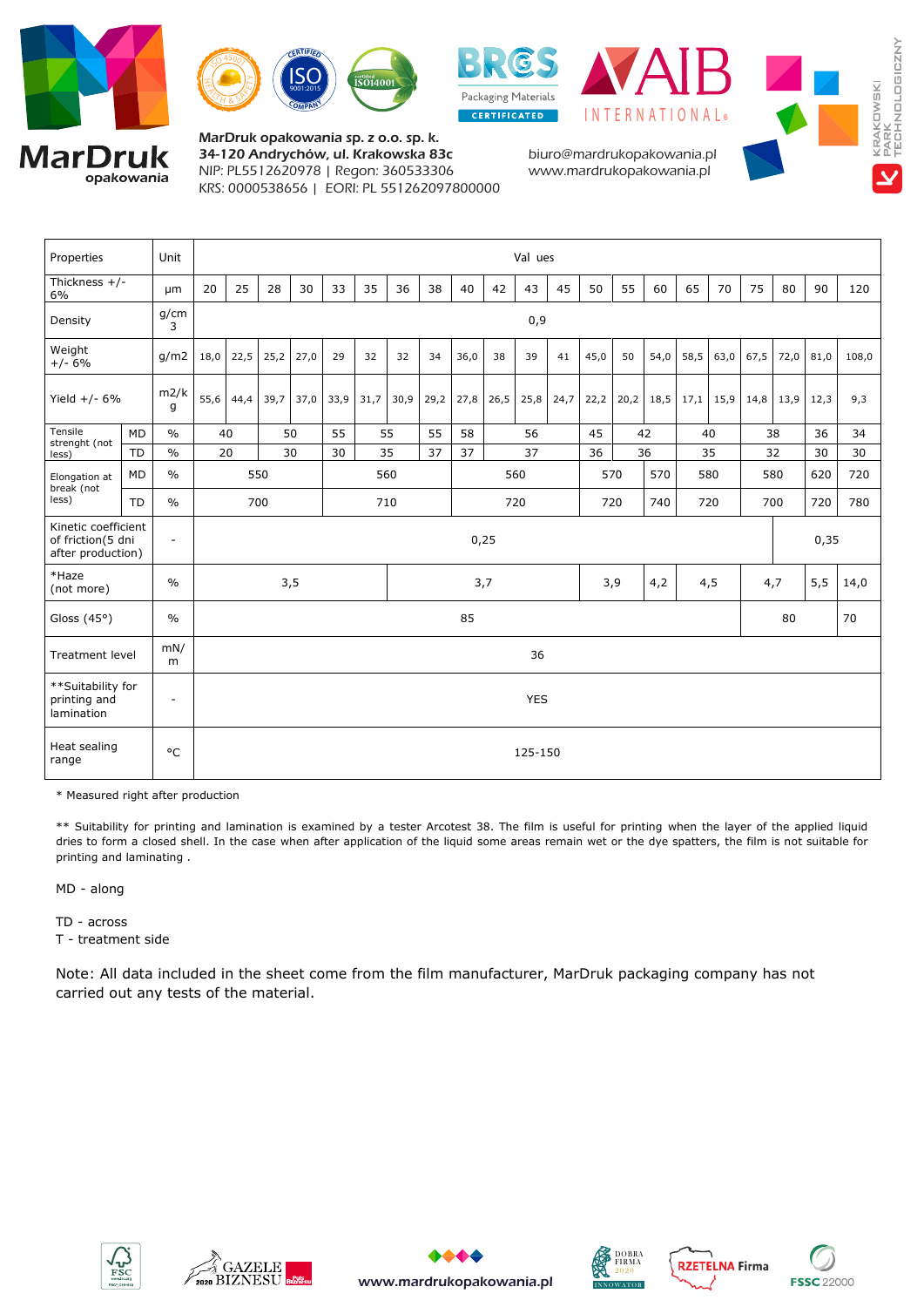**MarDruk opakowania sp. z o.o. sp. k.**
**34-120 Andrychów, ul. Krakowska 83c**
NIP: PL5512620978 | Regon: 360533306
KRS: 0000538656 | EORI: PL 551262097800000

biuro@mardrukopakowania.pl
www.mardrukopakowania.pl

| Properties | | Unit | Values | | | | | | | | | | | | | | | | | | | | |
|---|---|---|---|---|---|---|---|---|---|---|---|---|---|---|---|---|---|---|---|---|---|---|---|
| Thickness +/- 6% | | µm | 20 | 25 | 28 | 30 | 33 | 35 | 36 | 38 | 40 | 42 | 43 | 45 | 50 | 55 | 60 | 65 | 70 | 75 | 80 | 90 | 120 |
| Density | | g/cm3 | 0,9 | | | | | | | | | | | | | | | | | | | | |
| Weight +/- 6% | | g/m2 | 18,0 | 22,5 | 25,2 | 27,0 | 29 | 32 | 32 | 34 | 36,0 | 38 | 39 | 41 | 45,0 | 50 | 54,0 | 58,5 | 63,0 | 67,5 | 72,0 | 81,0 | 108,0 |
| Yield +/- 6% | | m2/kg | 55,6 | 44,4 | 39,7 | 37,0 | 33,9 | 31,7 | 30,9 | 29,2 | 27,8 | 26,5 | 25,8 | 24,7 | 22,2 | 20,2 | 18,5 | 17,1 | 15,9 | 14,8 | 13,9 | 12,3 | 9,3 |
| Tensile strenght (not less) | MD | % | 40 | | 50 | | 55 | 55 | | 55 | 58 | 56 | | | 45 | 42 | | 40 | | 38 | | 36 | 34 |
| | TD | % | 20 | | 30 | | 30 | 35 | | 37 | 37 | 37 | | | 36 | 36 | | 35 | | 32 | | 30 | 30 |
| Elongation at break (not less) | MD | % | 550 | | | | 560 | | | | 560 | | | | 570 | | 570 | 580 | | 580 | | 620 | 720 |
| | TD | % | 700 | | | | 710 | | | | 720 | | | | 720 | | 740 | 720 | | 700 | | 720 | 780 |
| Kinetic coefficient of friction(5 dni after production) | | - | 0,25 | | | | | | | | | | | | | | | | | | 0,35 | | |
| *Haze (not more) | | % | 3,5 | | | | | | 3,7 | | | | | | 3,9 | | 4,2 | 4,5 | | 4,7 | | 5,5 | 14,0 |
| Gloss (45°) | | % | 85 | | | | | | | | | | | | | | | | | 80 | | | 70 |
| Treatment level | | mN/m | 36 | | | | | | | | | | | | | | | | | | | | |
| **Suitability for printing and lamination | | - | YES | | | | | | | | | | | | | | | | | | | | |
| Heat sealing range | | °C | 125-150 | | | | | | | | | | | | | | | | | | | | |

\* Measured right after production

** Suitability for printing and lamination is examined by a tester Arcotest 38. The film is useful for printing when the layer of the applied liquid dries to form a closed shell. In the case when after application of the liquid some areas remain wet or the dye spatters, the film is not suitable for printing and laminating .

MD - along

TD - across
T - treatment side

Note: All data included in the sheet come from the film manufacturer, MarDruk packaging company has not carried out any tests of the material.